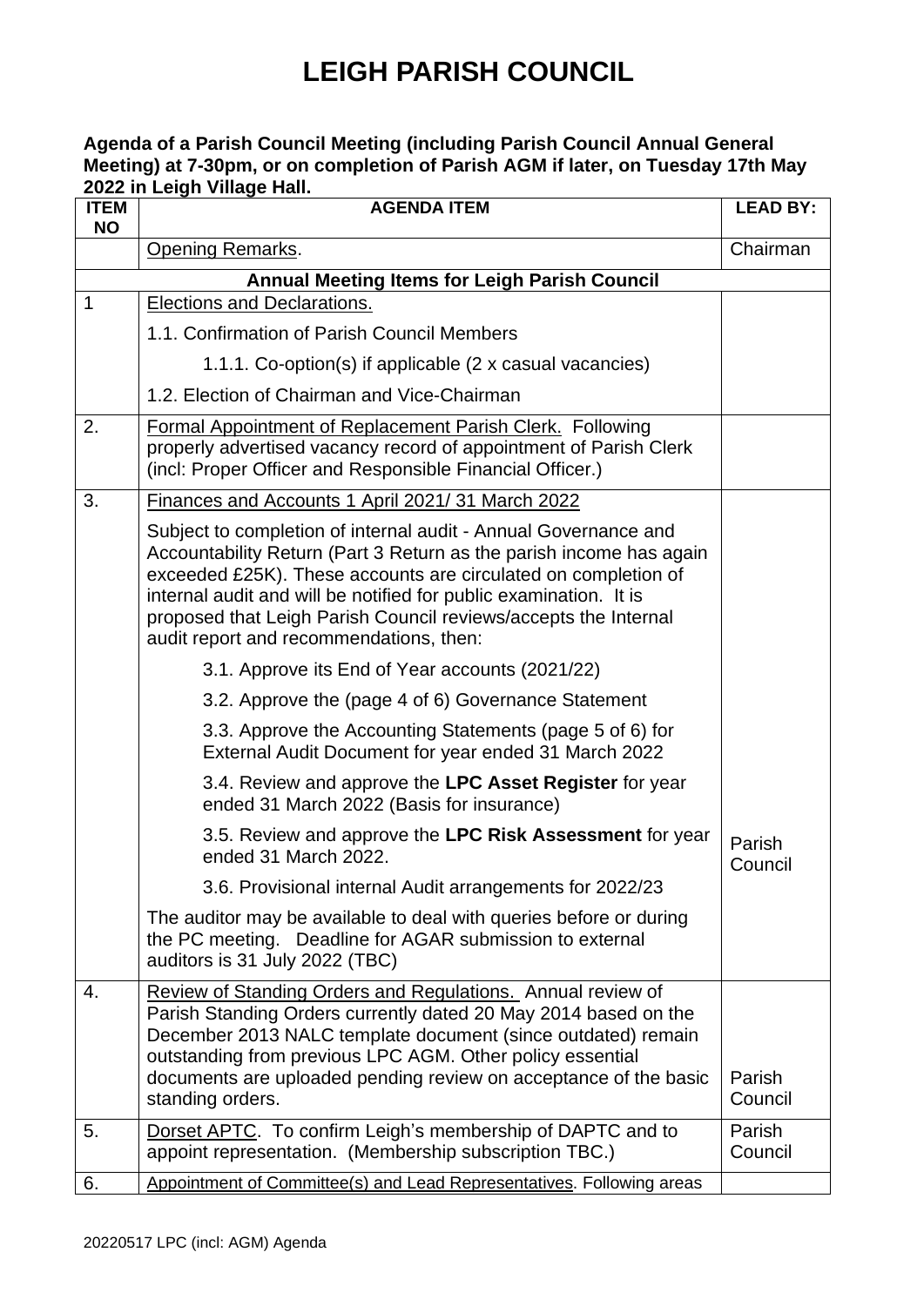# LEIGH PARISH COUNCIL

**Agenda of a Parish Council Meeting (including Parish Council Annual General Meeting) at 7-30pm, or on completion of Parish AGM if later, on Tuesday 17th May 2022 in Leigh Village Hall.**

| ITEM NO | AGENDA ITEM | LEAD BY: |
|---|---|---|
| | Opening Remarks. | Chairman |
| | **Annual Meeting Items for Leigh Parish Council** | |
| 1 | Elections and Declarations.<br>1.1. Confirmation of Parish Council Members<br>1.1.1. Co-option(s) if applicable (2 x casual vacancies)<br>1.2. Election of Chairman and Vice-Chairman | |
| 2. | Formal Appointment of Replacement Parish Clerk. Following properly advertised vacancy record of appointment of Parish Clerk (incl: Proper Officer and Responsible Financial Officer.) | |
| 3. | Finances and Accounts 1 April 2021/ 31 March 2022<br>Subject to completion of internal audit - Annual Governance and Accountability Return (Part 3 Return as the parish income has again exceeded £25K). These accounts are circulated on completion of internal audit and will be notified for public examination. It is proposed that Leigh Parish Council reviews/accepts the Internal audit report and recommendations, then:<br>3.1. Approve its End of Year accounts (2021/22)<br>3.2. Approve the (page 4 of 6) Governance Statement<br>3.3. Approve the Accounting Statements (page 5 of 6) for External Audit Document for year ended 31 March 2022<br>3.4. Review and approve the **LPC Asset Register** for year ended 31 March 2022 (Basis for insurance)<br>3.5. Review and approve the **LPC Risk Assessment** for year ended 31 March 2022.<br>3.6. Provisional internal Audit arrangements for 2022/23<br>The auditor may be available to deal with queries before or during the PC meeting. Deadline for AGAR submission to external auditors is 31 July 2022 (TBC) | Parish Council |
| 4. | Review of Standing Orders and Regulations. Annual review of Parish Standing Orders currently dated 20 May 2014 based on the December 2013 NALC template document (since outdated) remain outstanding from previous LPC AGM. Other policy essential documents are uploaded pending review on acceptance of the basic standing orders. | Parish Council |
| 5. | Dorset APTC. To confirm Leigh's membership of DAPTC and to appoint representation. (Membership subscription TBC.) | Parish Council |
| 6. | Appointment of Committee(s) and Lead Representatives. Following areas | |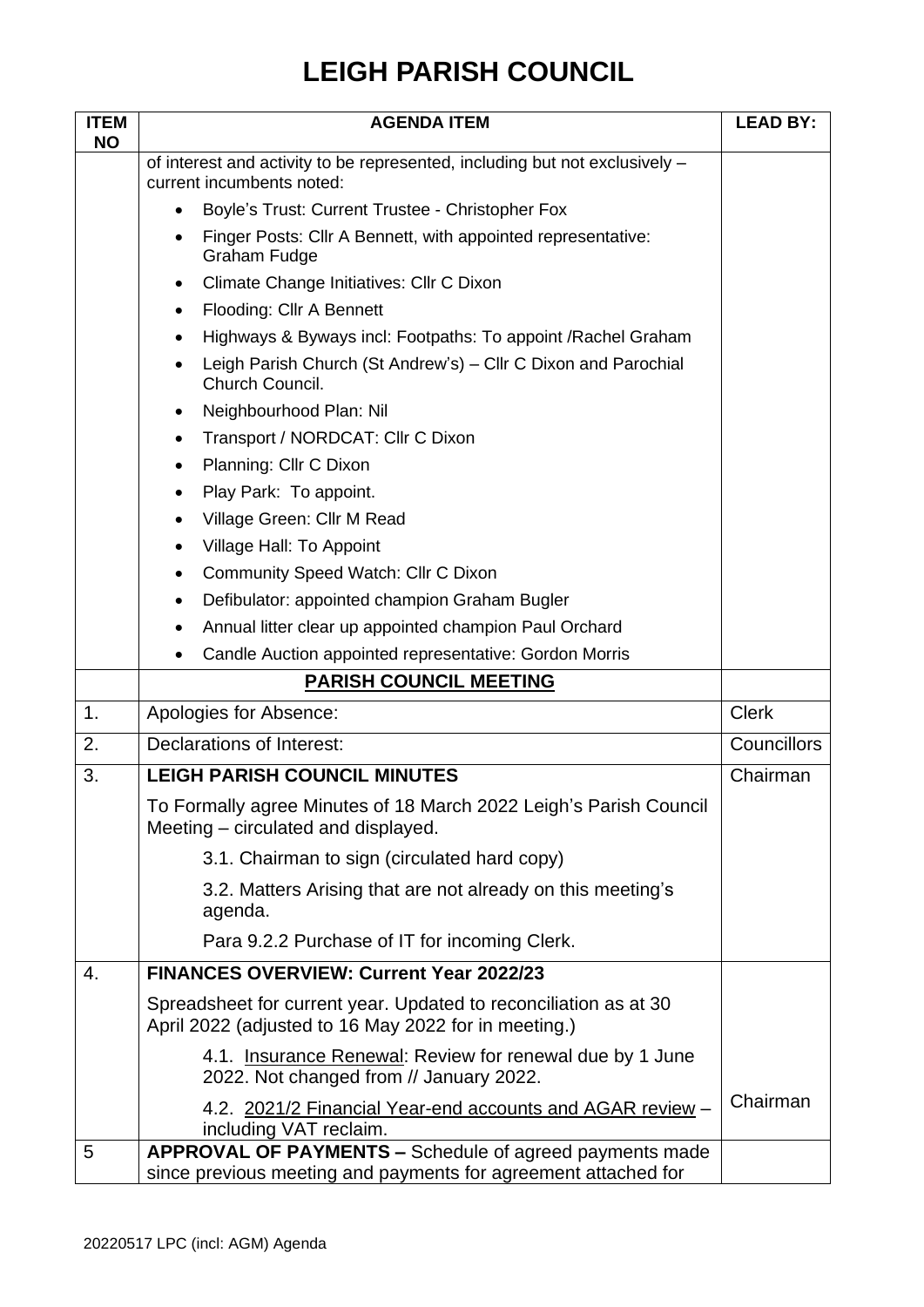# LEIGH PARISH COUNCIL

| ITEM NO | AGENDA ITEM | LEAD BY: |
|---|---|---|
| | of interest and activity to be represented, including but not exclusively – current incumbents noted:<br>• Boyle's Trust: Current Trustee - Christopher Fox<br>• Finger Posts: Cllr A Bennett, with appointed representative: Graham Fudge<br>• Climate Change Initiatives: Cllr C Dixon<br>• Flooding: Cllr A Bennett<br>• Highways & Byways incl: Footpaths: To appoint /Rachel Graham<br>• Leigh Parish Church (St Andrew's) – Cllr C Dixon and Parochial Church Council.<br>• Neighbourhood Plan: Nil<br>• Transport / NORDCAT: Cllr C Dixon<br>• Planning: Cllr C Dixon<br>• Play Park: To appoint.<br>• Village Green: Cllr M Read<br>• Village Hall: To Appoint<br>• Community Speed Watch: Cllr C Dixon<br>• Defibulator: appointed champion Graham Bugler<br>• Annual litter clear up appointed champion Paul Orchard<br>• Candle Auction appointed representative: Gordon Morris | |
| | **PARISH COUNCIL MEETING** | |
| 1. | Apologies for Absence: | Clerk |
| 2. | Declarations of Interest: | Councillors |
| 3. | **LEIGH PARISH COUNCIL MINUTES**<br>To Formally agree Minutes of 18 March 2022 Leigh's Parish Council Meeting – circulated and displayed.<br>3.1. Chairman to sign (circulated hard copy)<br>3.2. Matters Arising that are not already on this meeting's agenda.<br>Para 9.2.2 Purchase of IT for incoming Clerk. | Chairman |
| 4. | **FINANCES OVERVIEW: Current Year 2022/23**<br>Spreadsheet for current year. Updated to reconciliation as at 30 April 2022 (adjusted to 16 May 2022 for in meeting.)<br>4.1. Insurance Renewal: Review for renewal due by 1 June 2022. Not changed from // January 2022.<br>4.2. 2021/2 Financial Year-end accounts and AGAR review – including VAT reclaim. | Chairman |
| 5 | **APPROVAL OF PAYMENTS –** Schedule of agreed payments made since previous meeting and payments for agreement attached for | |

20220517 LPC (incl: AGM) Agenda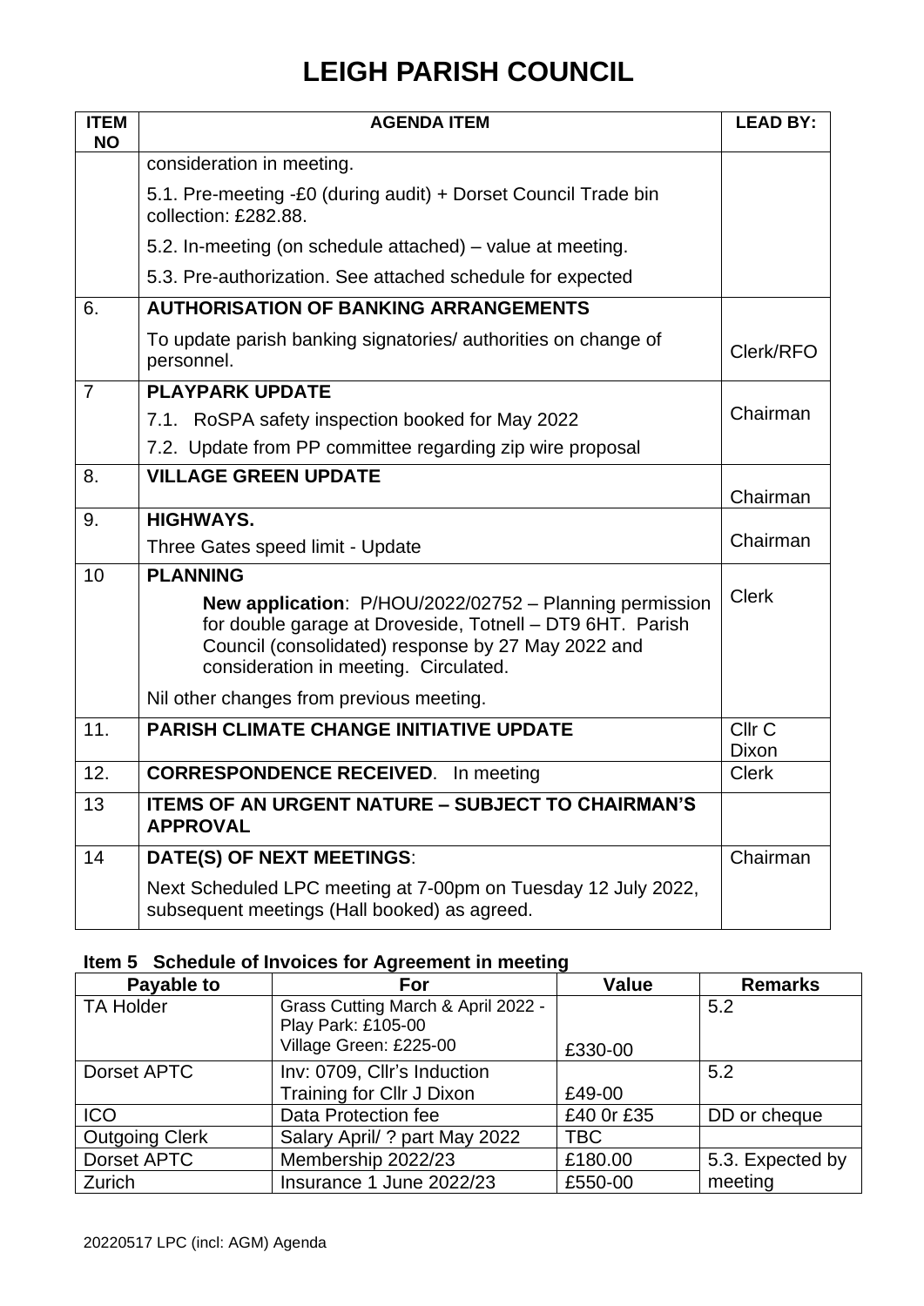# LEIGH PARISH COUNCIL

| ITEM NO | AGENDA ITEM | LEAD BY: |
|---|---|---|
| | consideration in meeting.<br><br>5.1. Pre-meeting -£0 (during audit) + Dorset Council Trade bin collection: £282.88.<br><br>5.2. In-meeting (on schedule attached) – value at meeting.<br><br>5.3. Pre-authorization. See attached schedule for expected | |
| 6. | **AUTHORISATION OF BANKING ARRANGEMENTS**<br><br>To update parish banking signatories/ authorities on change of personnel. | Clerk/RFO |
| 7 | **PLAYPARK UPDATE**<br><br>7.1. RoSPA safety inspection booked for May 2022<br><br>7.2. Update from PP committee regarding zip wire proposal | Chairman |
| 8. | **VILLAGE GREEN UPDATE** | Chairman |
| 9. | **HIGHWAYS.**<br><br>Three Gates speed limit - Update | Chairman |
| 10 | **PLANNING**<br><br>**New application**: P/HOU/2022/02752 – Planning permission for double garage at Droveside, Totnell – DT9 6HT. Parish Council (consolidated) response by 27 May 2022 and consideration in meeting. Circulated.<br><br>Nil other changes from previous meeting. | Clerk |
| 11. | **PARISH CLIMATE CHANGE INITIATIVE UPDATE** | Cllr C Dixon |
| 12. | **CORRESPONDENCE RECEIVED**. In meeting | Clerk |
| 13 | **ITEMS OF AN URGENT NATURE – SUBJECT TO CHAIRMAN'S APPROVAL** | |
| 14 | **DATE(S) OF NEXT MEETINGS**:<br><br>Next Scheduled LPC meeting at 7-00pm on Tuesday 12 July 2022, subsequent meetings (Hall booked) as agreed. | Chairman |

## Item 5 Schedule of Invoices for Agreement in meeting

| Payable to | For | Value | Remarks |
|---|---|---|---|
| TA Holder | Grass Cutting March & April 2022 - Play Park: £105-00 Village Green: £225-00 | £330-00 | 5.2 |
| Dorset APTC | Inv: 0709, Cllr's Induction Training for Cllr J Dixon | £49-00 | 5.2 |
| ICO | Data Protection fee | £40 0r £35 | DD or cheque |
| Outgoing Clerk | Salary April/ ? part May 2022 | TBC | |
| Dorset APTC | Membership 2022/23 | £180.00 | 5.3. Expected by meeting |
| Zurich | Insurance 1 June 2022/23 | £550-00 | |

20220517 LPC (incl: AGM) Agenda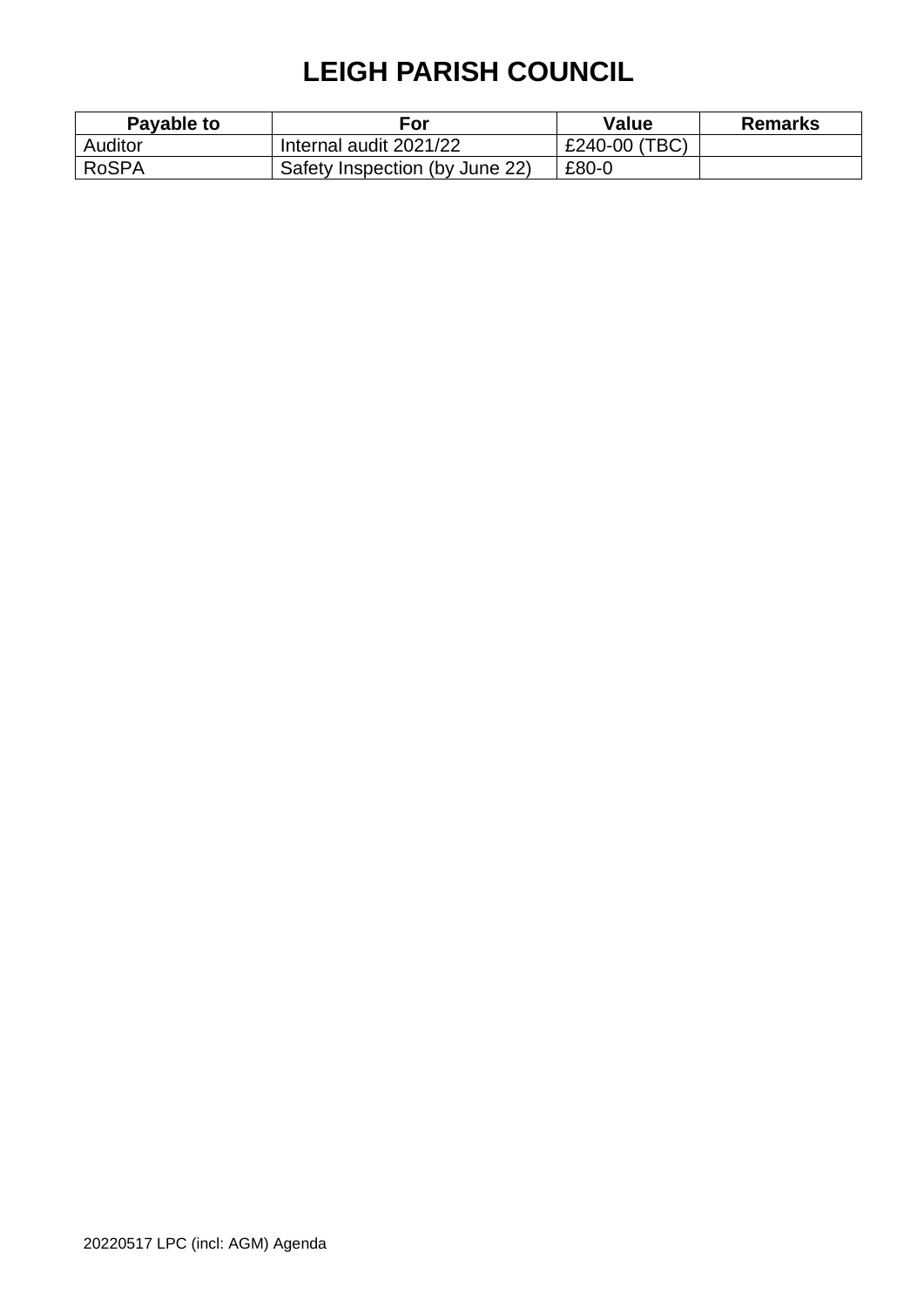# LEIGH PARISH COUNCIL

| Payable to | For | Value | Remarks |
| --- | --- | --- | --- |
| Auditor | Internal audit 2021/22 | £240-00 (TBC) | |
| RoSPA | Safety Inspection (by June 22) | £80-0 | |